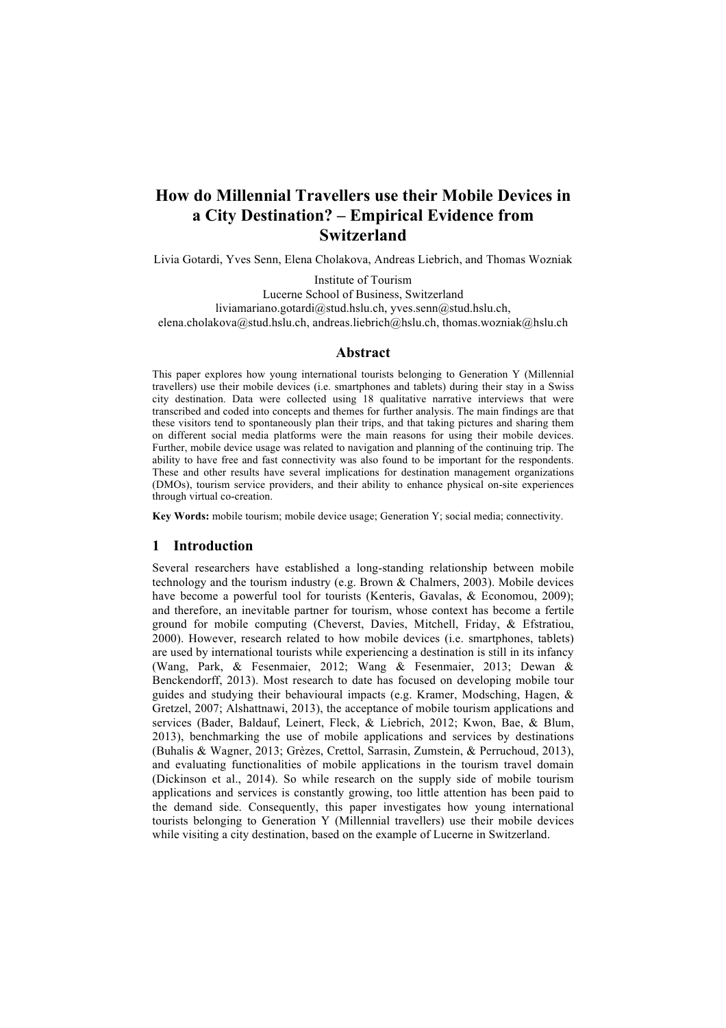# How do Millennial Travellers use their Mobile Devices in a City Destination? – Empirical Evidence from Switzerland

Livia Gotardi, Yves Senn, Elena Cholakova, Andreas Liebrich, and Thomas Wozniak

Institute of Tourism
Lucerne School of Business, Switzerland
liviamariano.gotardi@stud.hslu.ch, yves.senn@stud.hslu.ch,
elena.cholakova@stud.hslu.ch, andreas.liebrich@hslu.ch, thomas.wozniak@hslu.ch

## Abstract

This paper explores how young international tourists belonging to Generation Y (Millennial travellers) use their mobile devices (i.e. smartphones and tablets) during their stay in a Swiss city destination. Data were collected using 18 qualitative narrative interviews that were transcribed and coded into concepts and themes for further analysis. The main findings are that these visitors tend to spontaneously plan their trips, and that taking pictures and sharing them on different social media platforms were the main reasons for using their mobile devices. Further, mobile device usage was related to navigation and planning of the continuing trip. The ability to have free and fast connectivity was also found to be important for the respondents. These and other results have several implications for destination management organizations (DMOs), tourism service providers, and their ability to enhance physical on-site experiences through virtual co-creation.

**Key Words:** mobile tourism; mobile device usage; Generation Y; social media; connectivity.

## 1 Introduction

Several researchers have established a long-standing relationship between mobile technology and the tourism industry (e.g. Brown & Chalmers, 2003). Mobile devices have become a powerful tool for tourists (Kenteris, Gavalas, & Economou, 2009); and therefore, an inevitable partner for tourism, whose context has become a fertile ground for mobile computing (Cheverst, Davies, Mitchell, Friday, & Efstratiou, 2000). However, research related to how mobile devices (i.e. smartphones, tablets) are used by international tourists while experiencing a destination is still in its infancy (Wang, Park, & Fesenmaier, 2012; Wang & Fesenmaier, 2013; Dewan & Benckendorff, 2013). Most research to date has focused on developing mobile tour guides and studying their behavioural impacts (e.g. Kramer, Modsching, Hagen, & Gretzel, 2007; Alshattnawi, 2013), the acceptance of mobile tourism applications and services (Bader, Baldauf, Leinert, Fleck, & Liebrich, 2012; Kwon, Bae, & Blum, 2013), benchmarking the use of mobile applications and services by destinations (Buhalis & Wagner, 2013; Grèzes, Crettol, Sarrasin, Zumstein, & Perruchoud, 2013), and evaluating functionalities of mobile applications in the tourism travel domain (Dickinson et al., 2014). So while research on the supply side of mobile tourism applications and services is constantly growing, too little attention has been paid to the demand side. Consequently, this paper investigates how young international tourists belonging to Generation Y (Millennial travellers) use their mobile devices while visiting a city destination, based on the example of Lucerne in Switzerland.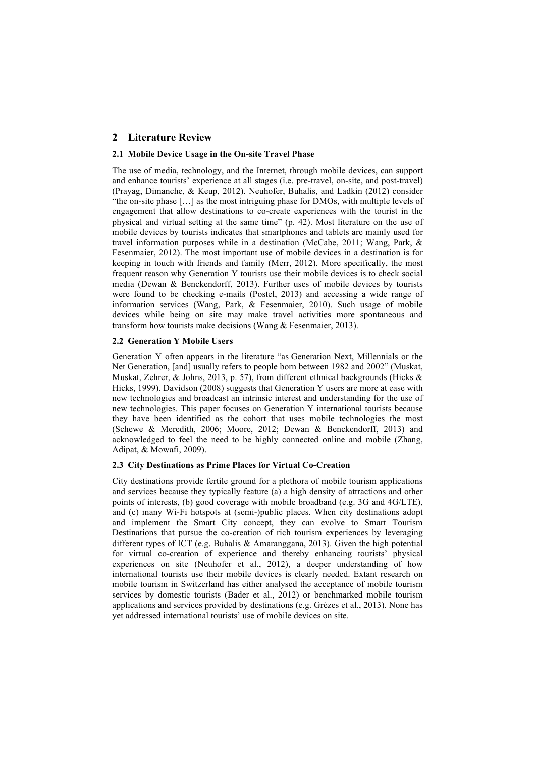## 2 Literature Review

### 2.1 Mobile Device Usage in the On-site Travel Phase

The use of media, technology, and the Internet, through mobile devices, can support and enhance tourists' experience at all stages (i.e. pre-travel, on-site, and post-travel) (Prayag, Dimanche, & Keup, 2012). Neuhofer, Buhalis, and Ladkin (2012) consider "the on-site phase […] as the most intriguing phase for DMOs, with multiple levels of engagement that allow destinations to co-create experiences with the tourist in the physical and virtual setting at the same time" (p. 42). Most literature on the use of mobile devices by tourists indicates that smartphones and tablets are mainly used for travel information purposes while in a destination (McCabe, 2011; Wang, Park, & Fesenmaier, 2012). The most important use of mobile devices in a destination is for keeping in touch with friends and family (Merr, 2012). More specifically, the most frequent reason why Generation Y tourists use their mobile devices is to check social media (Dewan & Benckendorff, 2013). Further uses of mobile devices by tourists were found to be checking e-mails (Postel, 2013) and accessing a wide range of information services (Wang, Park, & Fesenmaier, 2010). Such usage of mobile devices while being on site may make travel activities more spontaneous and transform how tourists make decisions (Wang & Fesenmaier, 2013).

### 2.2 Generation Y Mobile Users

Generation Y often appears in the literature "as Generation Next, Millennials or the Net Generation, [and] usually refers to people born between 1982 and 2002" (Muskat, Muskat, Zehrer, & Johns, 2013, p. 57), from different ethnical backgrounds (Hicks & Hicks, 1999). Davidson (2008) suggests that Generation Y users are more at ease with new technologies and broadcast an intrinsic interest and understanding for the use of new technologies. This paper focuses on Generation Y international tourists because they have been identified as the cohort that uses mobile technologies the most (Schewe & Meredith, 2006; Moore, 2012; Dewan & Benckendorff, 2013) and acknowledged to feel the need to be highly connected online and mobile (Zhang, Adipat, & Mowafi, 2009).

### 2.3 City Destinations as Prime Places for Virtual Co-Creation

City destinations provide fertile ground for a plethora of mobile tourism applications and services because they typically feature (a) a high density of attractions and other points of interests, (b) good coverage with mobile broadband (e.g. 3G and 4G/LTE), and (c) many Wi-Fi hotspots at (semi-)public places. When city destinations adopt and implement the Smart City concept, they can evolve to Smart Tourism Destinations that pursue the co-creation of rich tourism experiences by leveraging different types of ICT (e.g. Buhalis & Amaranggana, 2013). Given the high potential for virtual co-creation of experience and thereby enhancing tourists' physical experiences on site (Neuhofer et al., 2012), a deeper understanding of how international tourists use their mobile devices is clearly needed. Extant research on mobile tourism in Switzerland has either analysed the acceptance of mobile tourism services by domestic tourists (Bader et al., 2012) or benchmarked mobile tourism applications and services provided by destinations (e.g. Grèzes et al., 2013). None has yet addressed international tourists' use of mobile devices on site.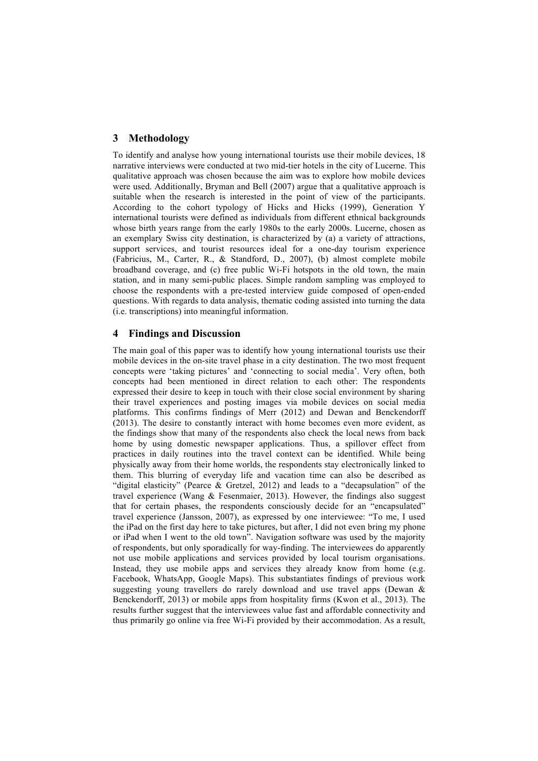## 3 Methodology

To identify and analyse how young international tourists use their mobile devices, 18 narrative interviews were conducted at two mid-tier hotels in the city of Lucerne. This qualitative approach was chosen because the aim was to explore how mobile devices were used. Additionally, Bryman and Bell (2007) argue that a qualitative approach is suitable when the research is interested in the point of view of the participants. According to the cohort typology of Hicks and Hicks (1999), Generation Y international tourists were defined as individuals from different ethnical backgrounds whose birth years range from the early 1980s to the early 2000s. Lucerne, chosen as an exemplary Swiss city destination, is characterized by (a) a variety of attractions, support services, and tourist resources ideal for a one-day tourism experience (Fabricius, M., Carter, R., & Standford, D., 2007), (b) almost complete mobile broadband coverage, and (c) free public Wi-Fi hotspots in the old town, the main station, and in many semi-public places. Simple random sampling was employed to choose the respondents with a pre-tested interview guide composed of open-ended questions. With regards to data analysis, thematic coding assisted into turning the data (i.e. transcriptions) into meaningful information.

## 4 Findings and Discussion

The main goal of this paper was to identify how young international tourists use their mobile devices in the on-site travel phase in a city destination. The two most frequent concepts were 'taking pictures' and 'connecting to social media'. Very often, both concepts had been mentioned in direct relation to each other: The respondents expressed their desire to keep in touch with their close social environment by sharing their travel experiences and posting images via mobile devices on social media platforms. This confirms findings of Merr (2012) and Dewan and Benckendorff (2013). The desire to constantly interact with home becomes even more evident, as the findings show that many of the respondents also check the local news from back home by using domestic newspaper applications. Thus, a spillover effect from practices in daily routines into the travel context can be identified. While being physically away from their home worlds, the respondents stay electronically linked to them. This blurring of everyday life and vacation time can also be described as "digital elasticity" (Pearce & Gretzel, 2012) and leads to a "decapsulation" of the travel experience (Wang & Fesenmaier, 2013). However, the findings also suggest that for certain phases, the respondents consciously decide for an "encapsulated" travel experience (Jansson, 2007), as expressed by one interviewee: "To me, I used the iPad on the first day here to take pictures, but after, I did not even bring my phone or iPad when I went to the old town". Navigation software was used by the majority of respondents, but only sporadically for way-finding. The interviewees do apparently not use mobile applications and services provided by local tourism organisations. Instead, they use mobile apps and services they already know from home (e.g. Facebook, WhatsApp, Google Maps). This substantiates findings of previous work suggesting young travellers do rarely download and use travel apps (Dewan & Benckendorff, 2013) or mobile apps from hospitality firms (Kwon et al., 2013). The results further suggest that the interviewees value fast and affordable connectivity and thus primarily go online via free Wi-Fi provided by their accommodation. As a result,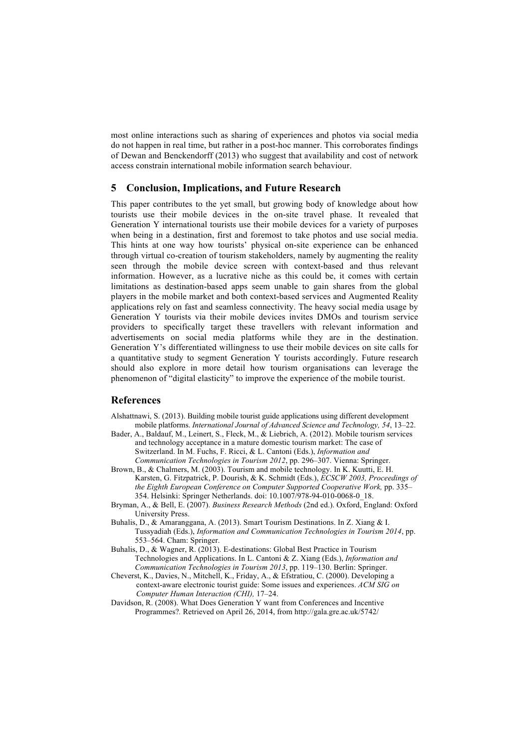most online interactions such as sharing of experiences and photos via social media do not happen in real time, but rather in a post-hoc manner. This corroborates findings of Dewan and Benckendorff (2013) who suggest that availability and cost of network access constrain international mobile information search behaviour.

## 5 Conclusion, Implications, and Future Research

This paper contributes to the yet small, but growing body of knowledge about how tourists use their mobile devices in the on-site travel phase. It revealed that Generation Y international tourists use their mobile devices for a variety of purposes when being in a destination, first and foremost to take photos and use social media. This hints at one way how tourists' physical on-site experience can be enhanced through virtual co-creation of tourism stakeholders, namely by augmenting the reality seen through the mobile device screen with context-based and thus relevant information. However, as a lucrative niche as this could be, it comes with certain limitations as destination-based apps seem unable to gain shares from the global players in the mobile market and both context-based services and Augmented Reality applications rely on fast and seamless connectivity. The heavy social media usage by Generation Y tourists via their mobile devices invites DMOs and tourism service providers to specifically target these travellers with relevant information and advertisements on social media platforms while they are in the destination. Generation Y's differentiated willingness to use their mobile devices on site calls for a quantitative study to segment Generation Y tourists accordingly. Future research should also explore in more detail how tourism organisations can leverage the phenomenon of "digital elasticity" to improve the experience of the mobile tourist.

## References

Alshattnawi, S. (2013). Building mobile tourist guide applications using different development mobile platforms. *International Journal of Advanced Science and Technology, 54*, 13–22.

Bader, A., Baldauf, M., Leinert, S., Fleck, M., & Liebrich, A. (2012). Mobile tourism services and technology acceptance in a mature domestic tourism market: The case of Switzerland. In M. Fuchs, F. Ricci, & L. Cantoni (Eds.), *Information and Communication Technologies in Tourism 2012*, pp. 296–307. Vienna: Springer.

Brown, B., & Chalmers, M. (2003). Tourism and mobile technology. In K. Kuutti, E. H. Karsten, G. Fitzpatrick, P. Dourish, & K. Schmidt (Eds.), *ECSCW 2003, Proceedings of the Eighth European Conference on Computer Supported Cooperative Work,* pp. 335–354. Helsinki: Springer Netherlands. doi: 10.1007/978-94-010-0068-0_18.

Bryman, A., & Bell, E. (2007). *Business Research Methods* (2nd ed.). Oxford, England: Oxford University Press.

Buhalis, D., & Amaranggana, A. (2013). Smart Tourism Destinations. In Z. Xiang & I. Tussyadiah (Eds.), *Information and Communication Technologies in Tourism 2014*, pp. 553–564. Cham: Springer.

Buhalis, D., & Wagner, R. (2013). E-destinations: Global Best Practice in Tourism Technologies and Applications. In L. Cantoni & Z. Xiang (Eds.), *Information and Communication Technologies in Tourism 2013*, pp. 119–130. Berlin: Springer.

Cheverst, K., Davies, N., Mitchell, K., Friday, A., & Efstratiou, C. (2000). Developing a context-aware electronic tourist guide: Some issues and experiences. *ACM SIG on Computer Human Interaction (CHI),* 17–24.

Davidson, R. (2008). What Does Generation Y want from Conferences and Incentive Programmes?. Retrieved on April 26, 2014, from http://gala.gre.ac.uk/5742/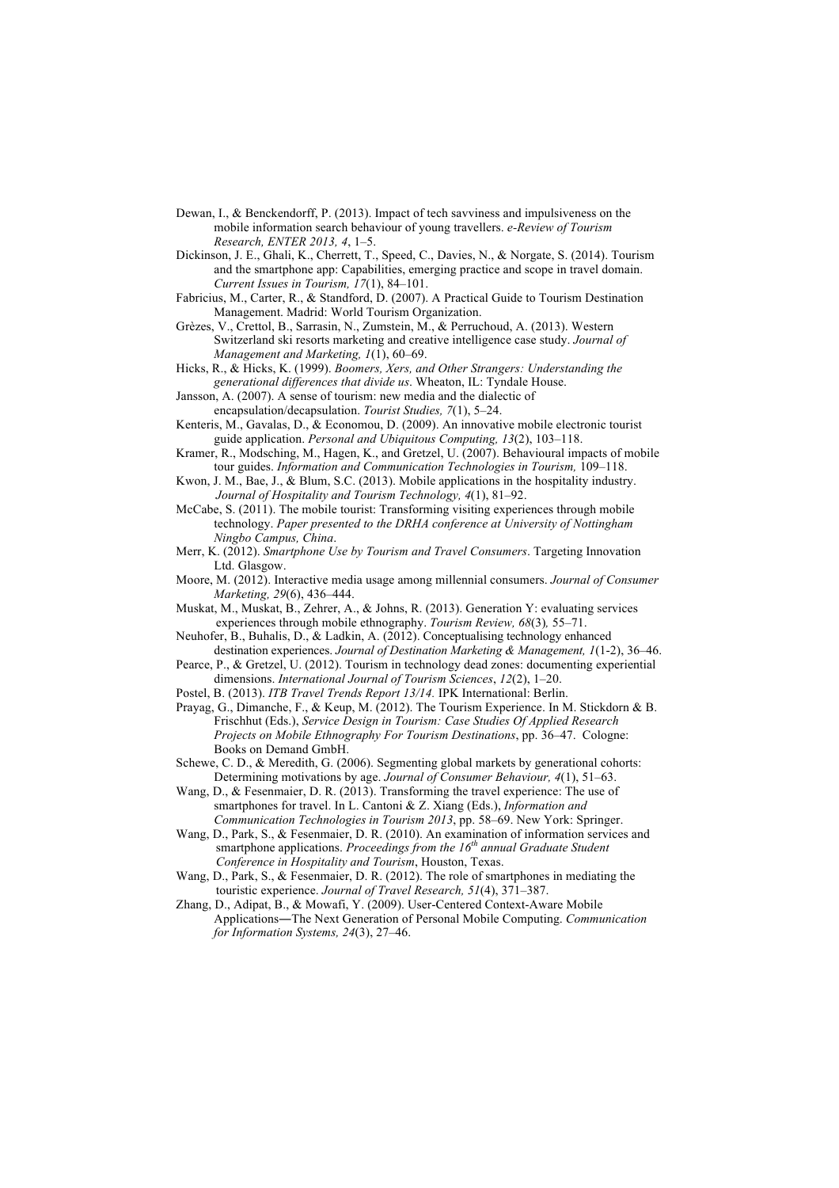Dewan, I., & Benckendorff, P. (2013). Impact of tech savviness and impulsiveness on the mobile information search behaviour of young travellers. *e-Review of Tourism Research, ENTER 2013, 4*, 1–5.

Dickinson, J. E., Ghali, K., Cherrett, T., Speed, C., Davies, N., & Norgate, S. (2014). Tourism and the smartphone app: Capabilities, emerging practice and scope in travel domain. *Current Issues in Tourism, 17*(1), 84–101.

Fabricius, M., Carter, R., & Standford, D. (2007). A Practical Guide to Tourism Destination Management. Madrid: World Tourism Organization.

Grèzes, V., Crettol, B., Sarrasin, N., Zumstein, M., & Perruchoud, A. (2013). Western Switzerland ski resorts marketing and creative intelligence case study. *Journal of Management and Marketing, 1*(1), 60–69.

Hicks, R., & Hicks, K. (1999). *Boomers, Xers, and Other Strangers: Understanding the generational differences that divide us*. Wheaton, IL: Tyndale House.

Jansson, A. (2007). A sense of tourism: new media and the dialectic of encapsulation/decapsulation. *Tourist Studies, 7*(1), 5–24.

Kenteris, M., Gavalas, D., & Economou, D. (2009). An innovative mobile electronic tourist guide application. *Personal and Ubiquitous Computing, 13*(2), 103–118.

Kramer, R., Modsching, M., Hagen, K., and Gretzel, U. (2007). Behavioural impacts of mobile tour guides. *Information and Communication Technologies in Tourism,* 109–118.

Kwon, J. M., Bae, J., & Blum, S.C. (2013). Mobile applications in the hospitality industry. *Journal of Hospitality and Tourism Technology, 4*(1), 81–92.

McCabe, S. (2011). The mobile tourist: Transforming visiting experiences through mobile technology. *Paper presented to the DRHA conference at University of Nottingham Ningbo Campus, China*.

Merr, K. (2012). *Smartphone Use by Tourism and Travel Consumers*. Targeting Innovation Ltd. Glasgow.

Moore, M. (2012). Interactive media usage among millennial consumers. *Journal of Consumer Marketing, 29*(6), 436–444.

Muskat, M., Muskat, B., Zehrer, A., & Johns, R. (2013). Generation Y: evaluating services experiences through mobile ethnography. *Tourism Review, 68*(3)*,* 55–71.

Neuhofer, B., Buhalis, D., & Ladkin, A. (2012). Conceptualising technology enhanced destination experiences. *Journal of Destination Marketing & Management, 1*(1-2), 36–46.

Pearce, P., & Gretzel, U. (2012). Tourism in technology dead zones: documenting experiential dimensions. *International Journal of Tourism Sciences*, *12*(2), 1–20.

Postel, B. (2013). *ITB Travel Trends Report 13/14.* IPK International: Berlin.

Prayag, G., Dimanche, F., & Keup, M. (2012). The Tourism Experience. In M. Stickdorn & B. Frischhut (Eds.), *Service Design in Tourism: Case Studies Of Applied Research Projects on Mobile Ethnography For Tourism Destinations*, pp. 36–47. Cologne: Books on Demand GmbH.

Schewe, C. D., & Meredith, G. (2006). Segmenting global markets by generational cohorts: Determining motivations by age. *Journal of Consumer Behaviour, 4*(1), 51–63.

Wang, D., & Fesenmaier, D. R. (2013). Transforming the travel experience: The use of smartphones for travel. In L. Cantoni & Z. Xiang (Eds.), *Information and Communication Technologies in Tourism 2013*, pp. 58–69. New York: Springer.

Wang, D., Park, S., & Fesenmaier, D. R. (2010). An examination of information services and smartphone applications. *Proceedings from the 16th annual Graduate Student Conference in Hospitality and Tourism*, Houston, Texas.

Wang, D., Park, S., & Fesenmaier, D. R. (2012). The role of smartphones in mediating the touristic experience. *Journal of Travel Research, 51*(4), 371–387.

Zhang, D., Adipat, B., & Mowafi, Y. (2009). User-Centered Context-Aware Mobile Applications―The Next Generation of Personal Mobile Computing. *Communication for Information Systems, 24*(3), 27–46.